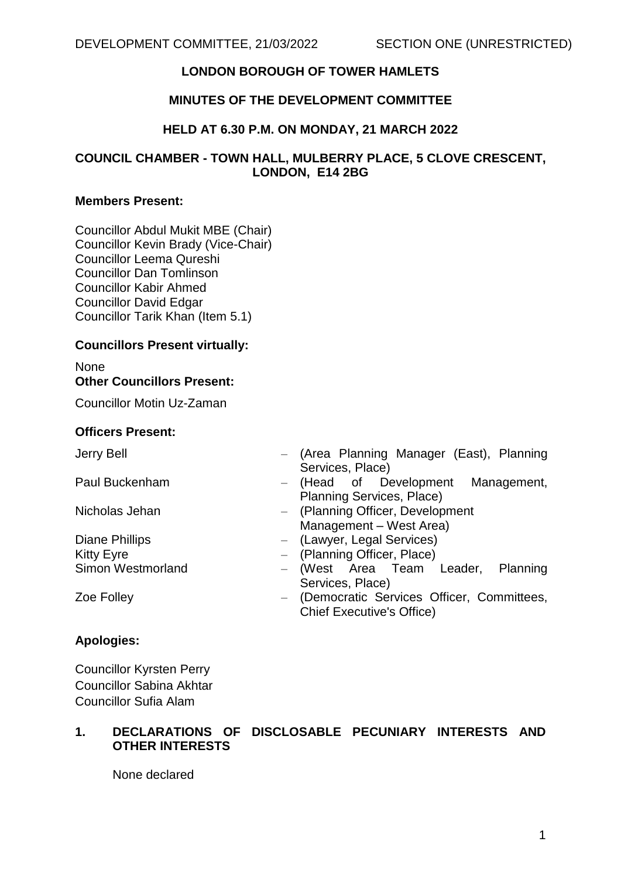# LONDON BOROUGH OF TOWER HAMLETS

## MINUTES OF THE DEVELOPMENT COMMITTEE

## HELD AT 6.30 P.M. ON MONDAY, 21 MARCH 2022

## COUNCIL CHAMBER - TOWN HALL, MULBERRY PLACE, 5 CLOVE CRESCENT, LONDON, E14 2BG

**Members Present:**

Councillor Abdul Mukit MBE (Chair)
Councillor Kevin Brady (Vice-Chair)
Councillor Leema Qureshi
Councillor Dan Tomlinson
Councillor Kabir Ahmed
Councillor David Edgar
Councillor Tarik Khan (Item 5.1)

**Councillors Present virtually:**

None

**Other Councillors Present:**

Councillor Motin Uz-Zaman

**Officers Present:**

| | |
|---|---|
| Jerry Bell | – (Area Planning Manager (East), Planning Services, Place) |
| Paul Buckenham | – (Head of Development Management, Planning Services, Place) |
| Nicholas Jehan | – (Planning Officer, Development Management – West Area) |
| Diane Phillips | – (Lawyer, Legal Services) |
| Kitty Eyre | – (Planning Officer, Place) |
| Simon Westmorland | – (West Area Team Leader, Planning Services, Place) |
| Zoe Folley | – (Democratic Services Officer, Committees, Chief Executive's Office) |

**Apologies:**

Councillor Kyrsten Perry
Councillor Sabina Akhtar
Councillor Sufia Alam

## 1. DECLARATIONS OF DISCLOSABLE PECUNIARY INTERESTS AND OTHER INTERESTS

None declared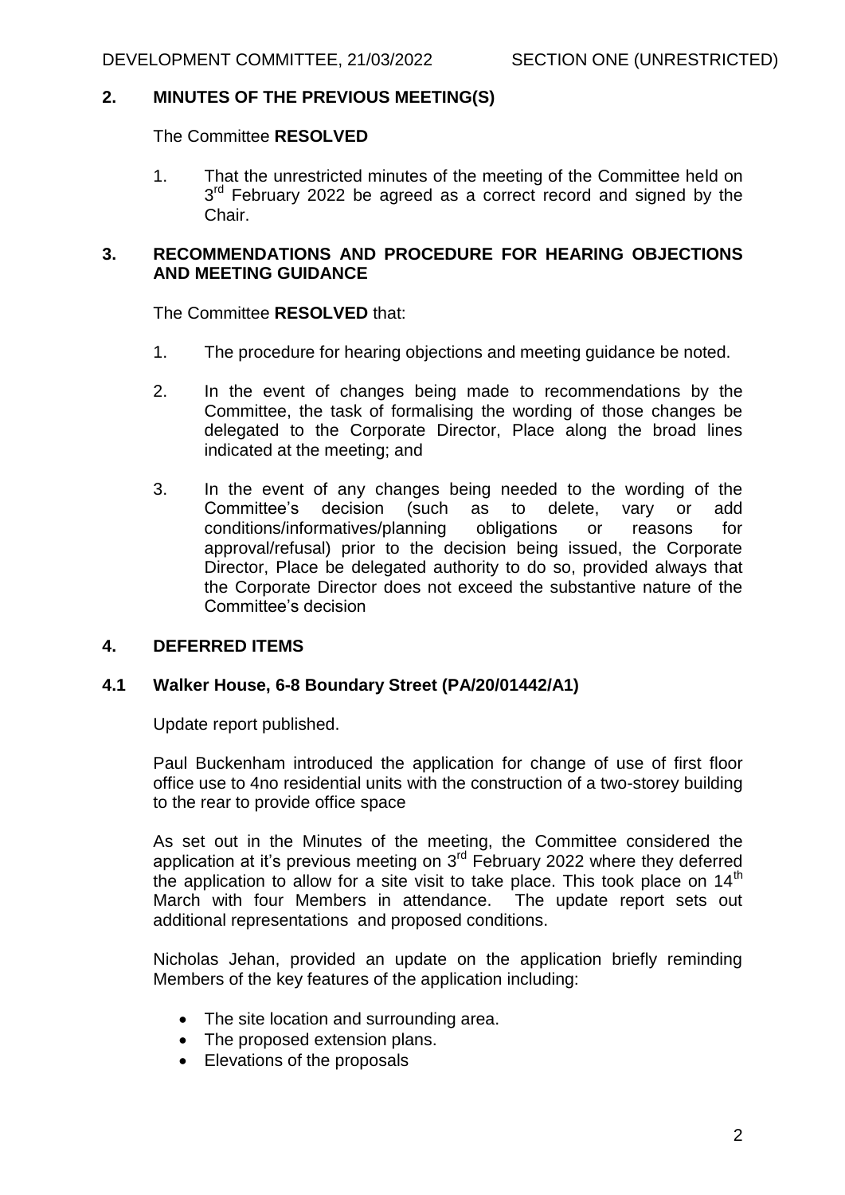## 2. MINUTES OF THE PREVIOUS MEETING(S)

The Committee **RESOLVED**

1. That the unrestricted minutes of the meeting of the Committee held on 3rd February 2022 be agreed as a correct record and signed by the Chair.

## 3. RECOMMENDATIONS AND PROCEDURE FOR HEARING OBJECTIONS AND MEETING GUIDANCE

The Committee **RESOLVED** that:

1. The procedure for hearing objections and meeting guidance be noted.

2. In the event of changes being made to recommendations by the Committee, the task of formalising the wording of those changes be delegated to the Corporate Director, Place along the broad lines indicated at the meeting; and

3. In the event of any changes being needed to the wording of the Committee's decision (such as to delete, vary or add conditions/informatives/planning obligations or reasons for approval/refusal) prior to the decision being issued, the Corporate Director, Place be delegated authority to do so, provided always that the Corporate Director does not exceed the substantive nature of the Committee's decision

## 4. DEFERRED ITEMS

### 4.1 Walker House, 6-8 Boundary Street (PA/20/01442/A1)

Update report published.

Paul Buckenham introduced the application for change of use of first floor office use to 4no residential units with the construction of a two-storey building to the rear to provide office space

As set out in the Minutes of the meeting, the Committee considered the application at it's previous meeting on 3rd February 2022 where they deferred the application to allow for a site visit to take place. This took place on 14th March with four Members in attendance. The update report sets out additional representations and proposed conditions.

Nicholas Jehan, provided an update on the application briefly reminding Members of the key features of the application including:

- The site location and surrounding area.
- The proposed extension plans.
- Elevations of the proposals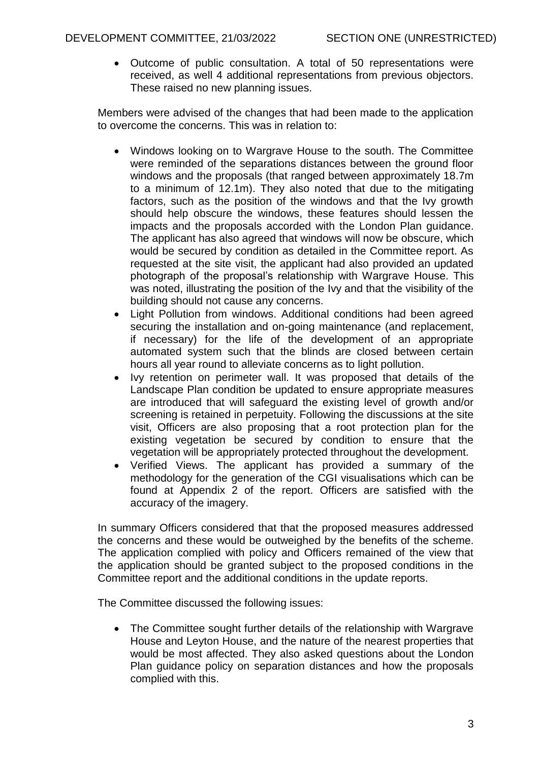- Outcome of public consultation. A total of 50 representations were received, as well 4 additional representations from previous objectors. These raised no new planning issues.

Members were advised of the changes that had been made to the application to overcome the concerns. This was in relation to:

- Windows looking on to Wargrave House to the south. The Committee were reminded of the separations distances between the ground floor windows and the proposals (that ranged between approximately 18.7m to a minimum of 12.1m). They also noted that due to the mitigating factors, such as the position of the windows and that the Ivy growth should help obscure the windows, these features should lessen the impacts and the proposals accorded with the London Plan guidance. The applicant has also agreed that windows will now be obscure, which would be secured by condition as detailed in the Committee report. As requested at the site visit, the applicant had also provided an updated photograph of the proposal's relationship with Wargrave House. This was noted, illustrating the position of the Ivy and that the visibility of the building should not cause any concerns.
- Light Pollution from windows. Additional conditions had been agreed securing the installation and on-going maintenance (and replacement, if necessary) for the life of the development of an appropriate automated system such that the blinds are closed between certain hours all year round to alleviate concerns as to light pollution.
- Ivy retention on perimeter wall. It was proposed that details of the Landscape Plan condition be updated to ensure appropriate measures are introduced that will safeguard the existing level of growth and/or screening is retained in perpetuity. Following the discussions at the site visit, Officers are also proposing that a root protection plan for the existing vegetation be secured by condition to ensure that the vegetation will be appropriately protected throughout the development.
- Verified Views. The applicant has provided a summary of the methodology for the generation of the CGI visualisations which can be found at Appendix 2 of the report. Officers are satisfied with the accuracy of the imagery.

In summary Officers considered that that the proposed measures addressed the concerns and these would be outweighed by the benefits of the scheme. The application complied with policy and Officers remained of the view that the application should be granted subject to the proposed conditions in the Committee report and the additional conditions in the update reports.

The Committee discussed the following issues:

- The Committee sought further details of the relationship with Wargrave House and Leyton House, and the nature of the nearest properties that would be most affected. They also asked questions about the London Plan guidance policy on separation distances and how the proposals complied with this.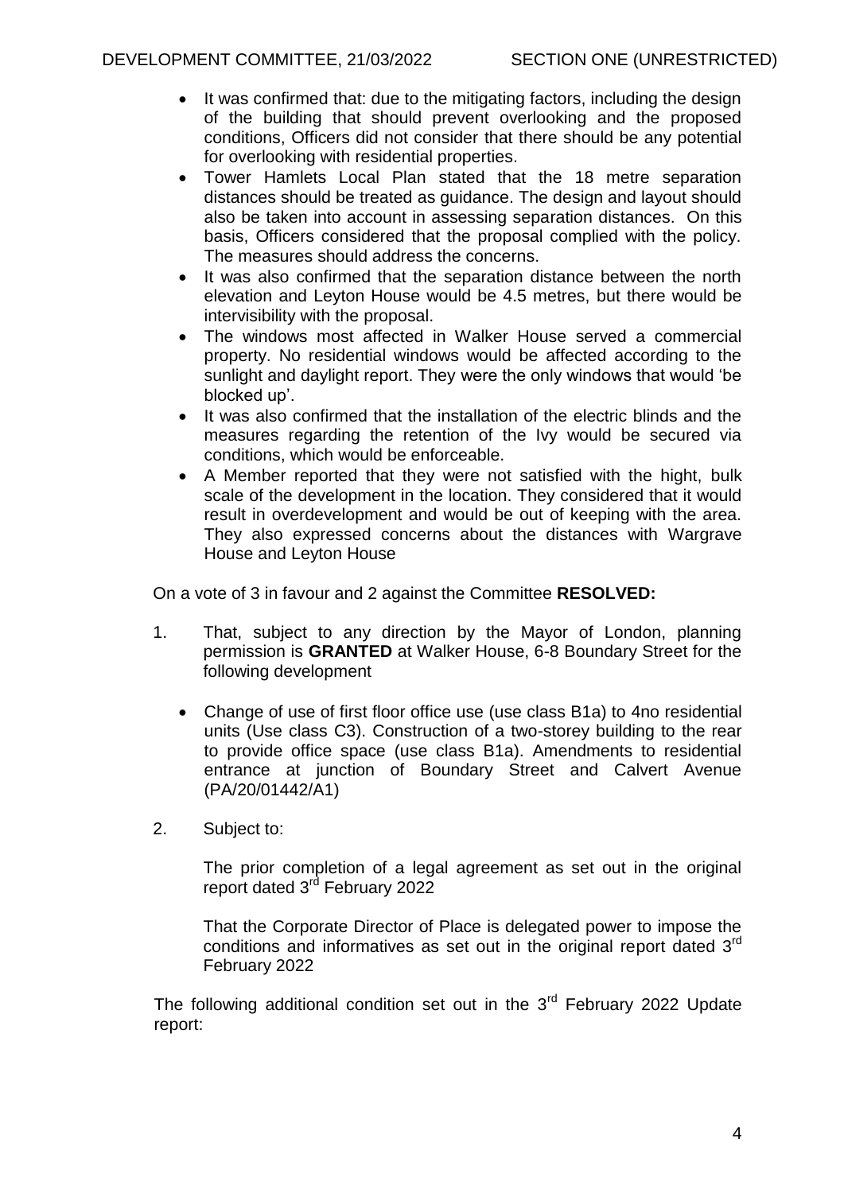- It was confirmed that: due to the mitigating factors, including the design of the building that should prevent overlooking and the proposed conditions, Officers did not consider that there should be any potential for overlooking with residential properties.
- Tower Hamlets Local Plan stated that the 18 metre separation distances should be treated as guidance. The design and layout should also be taken into account in assessing separation distances. On this basis, Officers considered that the proposal complied with the policy. The measures should address the concerns.
- It was also confirmed that the separation distance between the north elevation and Leyton House would be 4.5 metres, but there would be intervisibility with the proposal.
- The windows most affected in Walker House served a commercial property. No residential windows would be affected according to the sunlight and daylight report. They were the only windows that would 'be blocked up'.
- It was also confirmed that the installation of the electric blinds and the measures regarding the retention of the Ivy would be secured via conditions, which would be enforceable.
- A Member reported that they were not satisfied with the hight, bulk scale of the development in the location. They considered that it would result in overdevelopment and would be out of keeping with the area. They also expressed concerns about the distances with Wargrave House and Leyton House

On a vote of 3 in favour and 2 against the Committee **RESOLVED:**

1. That, subject to any direction by the Mayor of London, planning permission is **GRANTED** at Walker House, 6-8 Boundary Street for the following development

   - Change of use of first floor office use (use class B1a) to 4no residential units (Use class C3). Construction of a two-storey building to the rear to provide office space (use class B1a). Amendments to residential entrance at junction of Boundary Street and Calvert Avenue (PA/20/01442/A1)

2. Subject to:

   The prior completion of a legal agreement as set out in the original report dated 3rd February 2022

   That the Corporate Director of Place is delegated power to impose the conditions and informatives as set out in the original report dated 3rd February 2022

The following additional condition set out in the 3rd February 2022 Update report: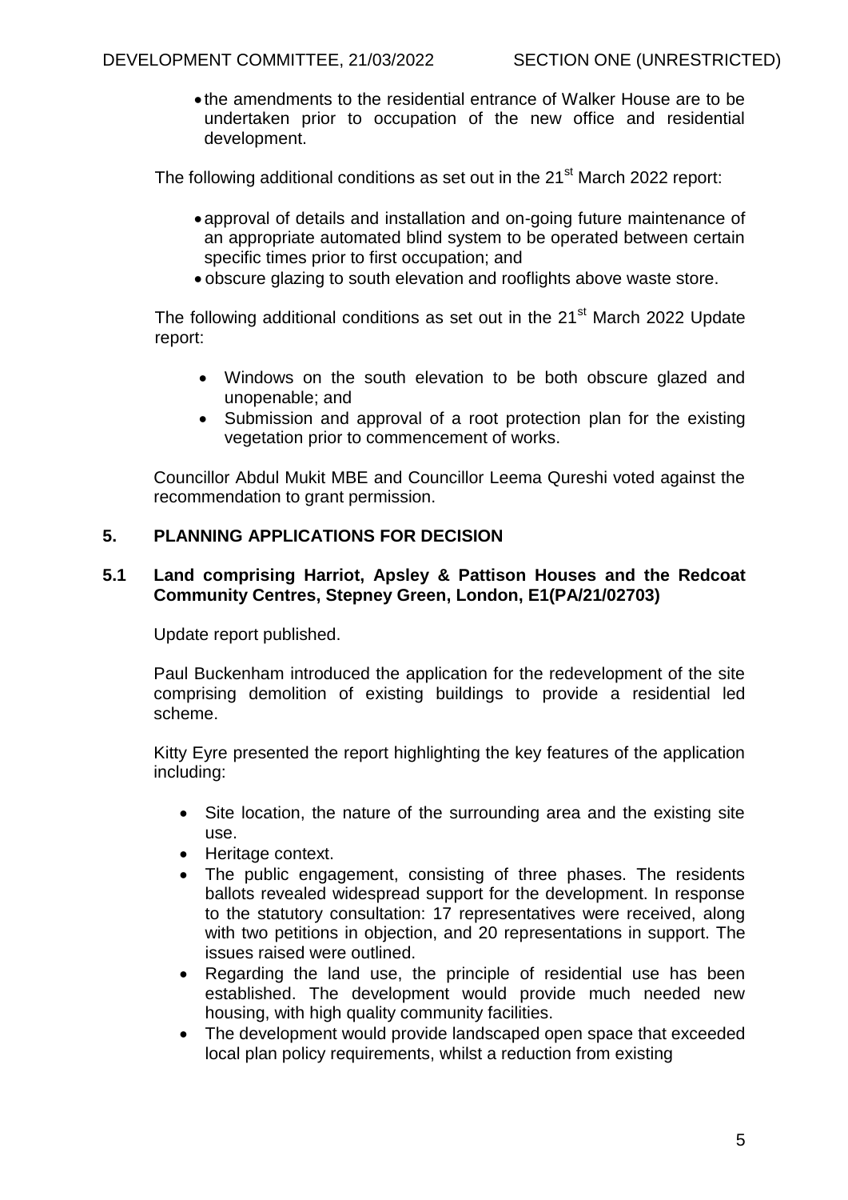- the amendments to the residential entrance of Walker House are to be undertaken prior to occupation of the new office and residential development.

The following additional conditions as set out in the 21st March 2022 report:

- approval of details and installation and on-going future maintenance of an appropriate automated blind system to be operated between certain specific times prior to first occupation; and
- obscure glazing to south elevation and rooflights above waste store.

The following additional conditions as set out in the 21st March 2022 Update report:

- Windows on the south elevation to be both obscure glazed and unopenable; and
- Submission and approval of a root protection plan for the existing vegetation prior to commencement of works.

Councillor Abdul Mukit MBE and Councillor Leema Qureshi voted against the recommendation to grant permission.

## 5. PLANNING APPLICATIONS FOR DECISION

### 5.1 Land comprising Harriot, Apsley & Pattison Houses and the Redcoat Community Centres, Stepney Green, London, E1(PA/21/02703)

Update report published.

Paul Buckenham introduced the application for the redevelopment of the site comprising demolition of existing buildings to provide a residential led scheme.

Kitty Eyre presented the report highlighting the key features of the application including:

- Site location, the nature of the surrounding area and the existing site use.
- Heritage context.
- The public engagement, consisting of three phases. The residents ballots revealed widespread support for the development. In response to the statutory consultation: 17 representatives were received, along with two petitions in objection, and 20 representations in support. The issues raised were outlined.
- Regarding the land use, the principle of residential use has been established. The development would provide much needed new housing, with high quality community facilities.
- The development would provide landscaped open space that exceeded local plan policy requirements, whilst a reduction from existing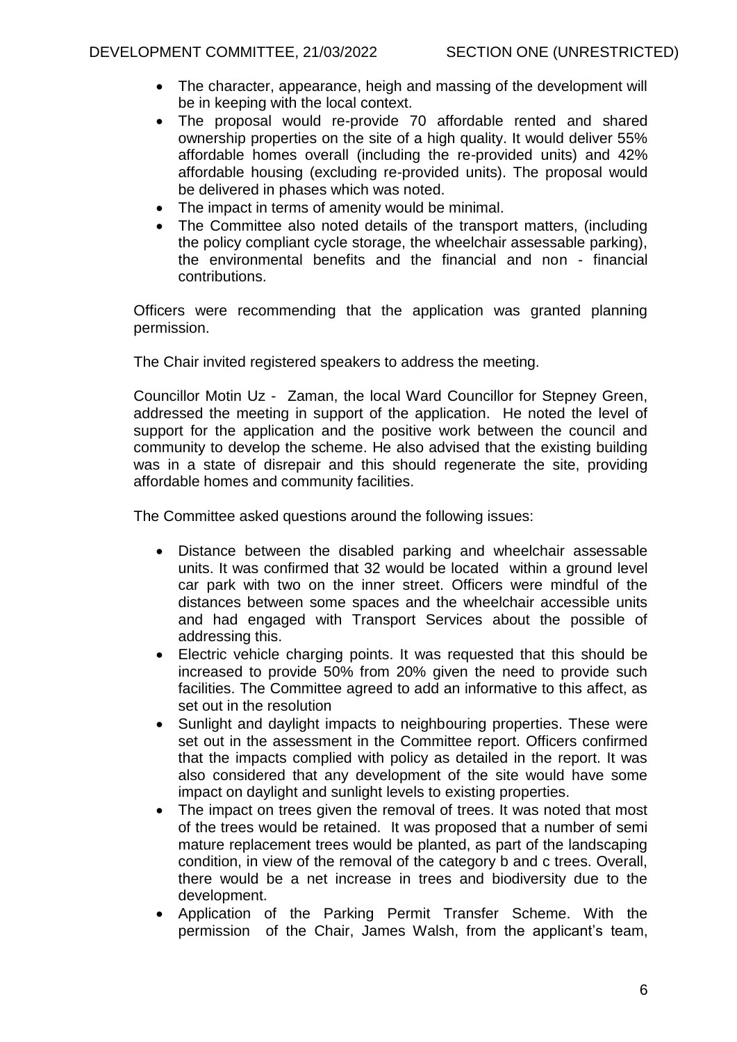- The character, appearance, heigh and massing of the development will be in keeping with the local context.
- The proposal would re-provide 70 affordable rented and shared ownership properties on the site of a high quality. It would deliver 55% affordable homes overall (including the re-provided units) and 42% affordable housing (excluding re-provided units). The proposal would be delivered in phases which was noted.
- The impact in terms of amenity would be minimal.
- The Committee also noted details of the transport matters, (including the policy compliant cycle storage, the wheelchair assessable parking), the environmental benefits and the financial and non - financial contributions.

Officers were recommending that the application was granted planning permission.

The Chair invited registered speakers to address the meeting.

Councillor Motin Uz - Zaman, the local Ward Councillor for Stepney Green, addressed the meeting in support of the application. He noted the level of support for the application and the positive work between the council and community to develop the scheme. He also advised that the existing building was in a state of disrepair and this should regenerate the site, providing affordable homes and community facilities.

The Committee asked questions around the following issues:

- Distance between the disabled parking and wheelchair assessable units. It was confirmed that 32 would be located within a ground level car park with two on the inner street. Officers were mindful of the distances between some spaces and the wheelchair accessible units and had engaged with Transport Services about the possible of addressing this.
- Electric vehicle charging points. It was requested that this should be increased to provide 50% from 20% given the need to provide such facilities. The Committee agreed to add an informative to this affect, as set out in the resolution
- Sunlight and daylight impacts to neighbouring properties. These were set out in the assessment in the Committee report. Officers confirmed that the impacts complied with policy as detailed in the report. It was also considered that any development of the site would have some impact on daylight and sunlight levels to existing properties.
- The impact on trees given the removal of trees. It was noted that most of the trees would be retained. It was proposed that a number of semi mature replacement trees would be planted, as part of the landscaping condition, in view of the removal of the category b and c trees. Overall, there would be a net increase in trees and biodiversity due to the development.
- Application of the Parking Permit Transfer Scheme. With the permission of the Chair, James Walsh, from the applicant's team,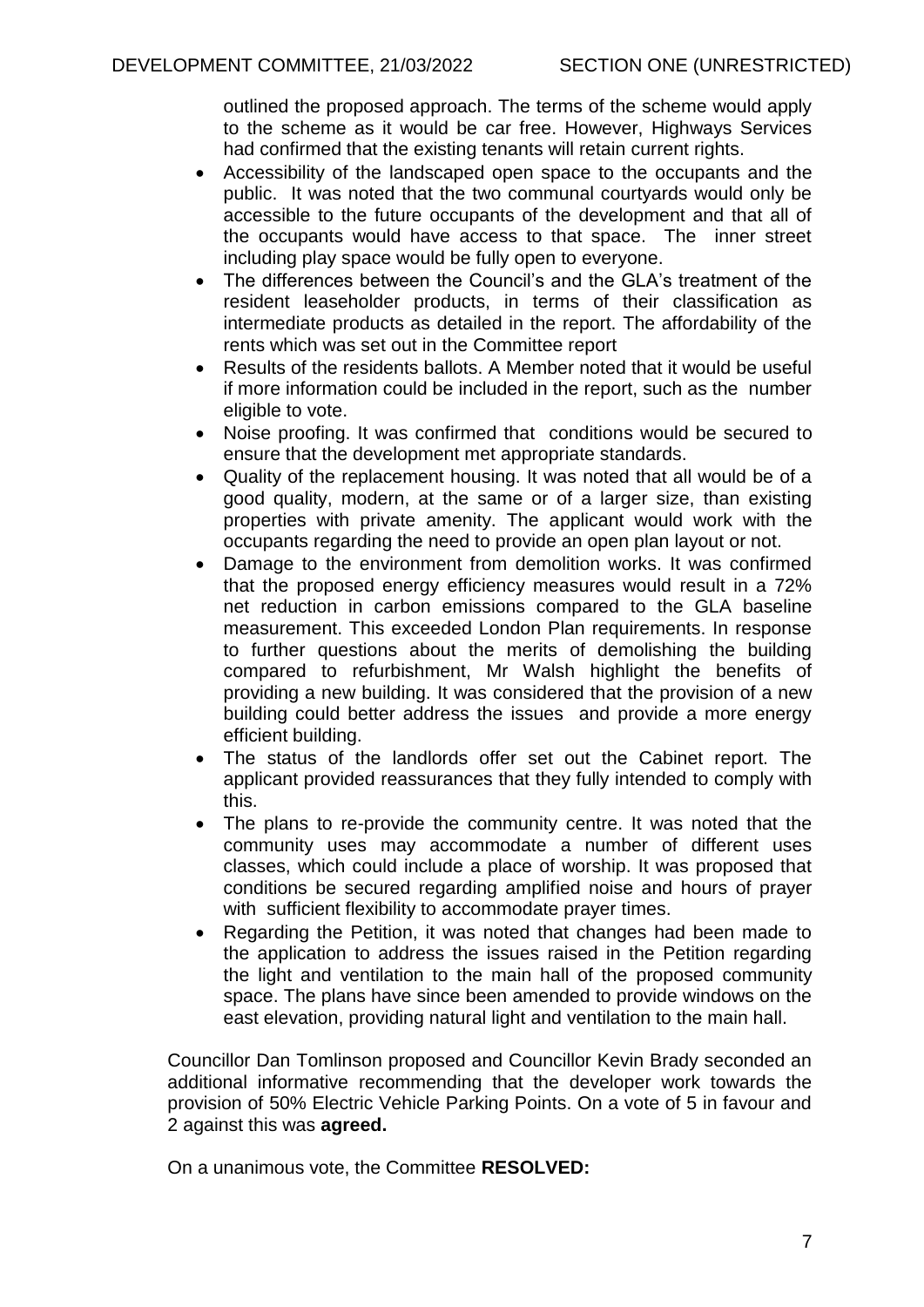outlined the proposed approach. The terms of the scheme would apply to the scheme as it would be car free. However, Highways Services had confirmed that the existing tenants will retain current rights.

- Accessibility of the landscaped open space to the occupants and the public. It was noted that the two communal courtyards would only be accessible to the future occupants of the development and that all of the occupants would have access to that space. The inner street including play space would be fully open to everyone.
- The differences between the Council's and the GLA's treatment of the resident leaseholder products, in terms of their classification as intermediate products as detailed in the report. The affordability of the rents which was set out in the Committee report
- Results of the residents ballots. A Member noted that it would be useful if more information could be included in the report, such as the number eligible to vote.
- Noise proofing. It was confirmed that conditions would be secured to ensure that the development met appropriate standards.
- Quality of the replacement housing. It was noted that all would be of a good quality, modern, at the same or of a larger size, than existing properties with private amenity. The applicant would work with the occupants regarding the need to provide an open plan layout or not.
- Damage to the environment from demolition works. It was confirmed that the proposed energy efficiency measures would result in a 72% net reduction in carbon emissions compared to the GLA baseline measurement. This exceeded London Plan requirements. In response to further questions about the merits of demolishing the building compared to refurbishment, Mr Walsh highlight the benefits of providing a new building. It was considered that the provision of a new building could better address the issues and provide a more energy efficient building.
- The status of the landlords offer set out the Cabinet report. The applicant provided reassurances that they fully intended to comply with this.
- The plans to re-provide the community centre. It was noted that the community uses may accommodate a number of different uses classes, which could include a place of worship. It was proposed that conditions be secured regarding amplified noise and hours of prayer with sufficient flexibility to accommodate prayer times.
- Regarding the Petition, it was noted that changes had been made to the application to address the issues raised in the Petition regarding the light and ventilation to the main hall of the proposed community space. The plans have since been amended to provide windows on the east elevation, providing natural light and ventilation to the main hall.

Councillor Dan Tomlinson proposed and Councillor Kevin Brady seconded an additional informative recommending that the developer work towards the provision of 50% Electric Vehicle Parking Points. On a vote of 5 in favour and 2 against this was **agreed.**

On a unanimous vote, the Committee **RESOLVED:**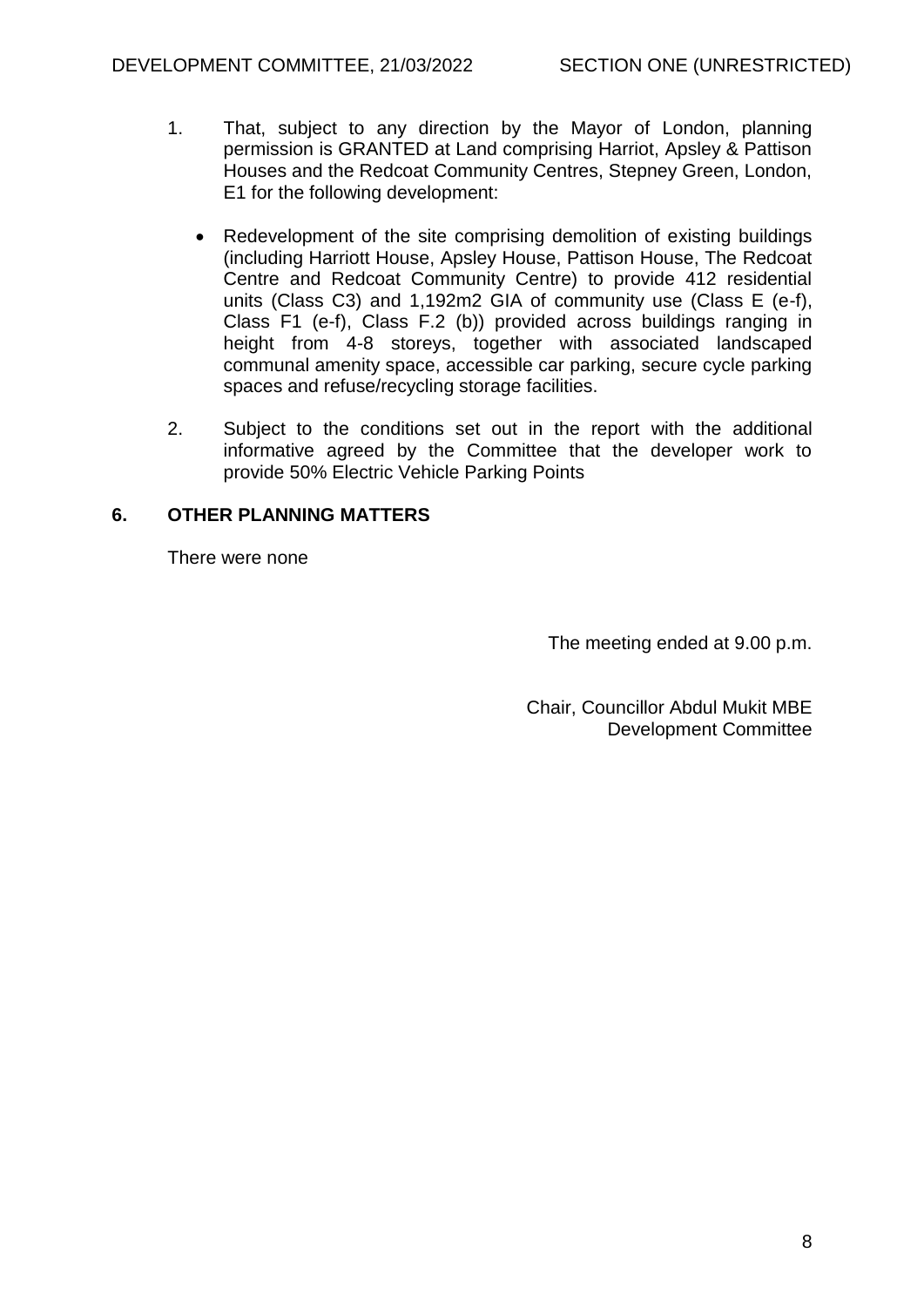1. That, subject to any direction by the Mayor of London, planning permission is GRANTED at Land comprising Harriot, Apsley & Pattison Houses and the Redcoat Community Centres, Stepney Green, London, E1 for the following development:

   - Redevelopment of the site comprising demolition of existing buildings (including Harriott House, Apsley House, Pattison House, The Redcoat Centre and Redcoat Community Centre) to provide 412 residential units (Class C3) and 1,192m2 GIA of community use (Class E (e-f), Class F1 (e-f), Class F.2 (b)) provided across buildings ranging in height from 4-8 storeys, together with associated landscaped communal amenity space, accessible car parking, secure cycle parking spaces and refuse/recycling storage facilities.

2. Subject to the conditions set out in the report with the additional informative agreed by the Committee that the developer work to provide 50% Electric Vehicle Parking Points

## 6. OTHER PLANNING MATTERS

There were none

The meeting ended at 9.00 p.m.

Chair, Councillor Abdul Mukit MBE
Development Committee